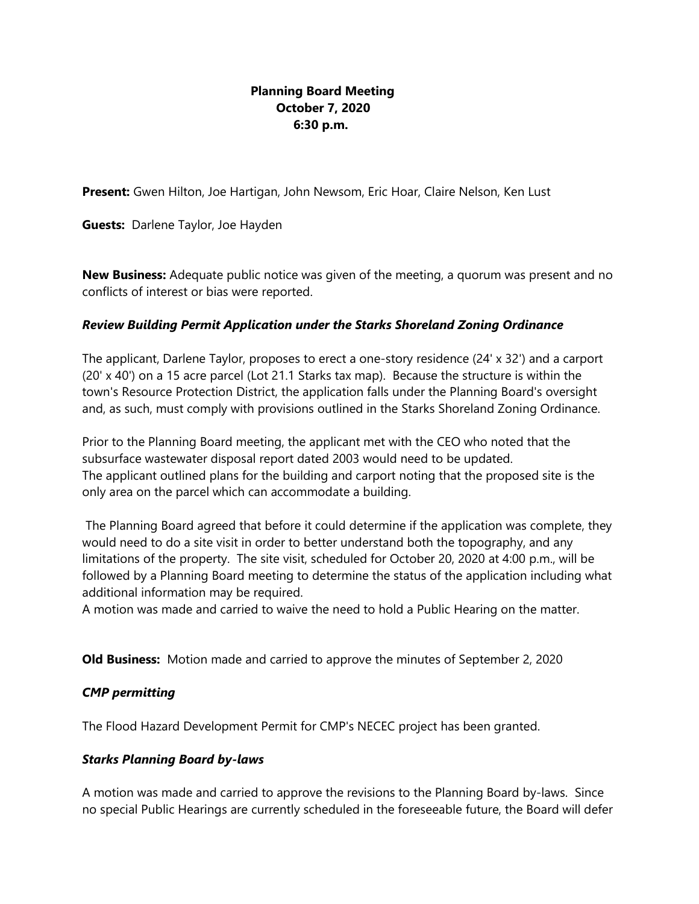**Planning Board Meeting**
**October 7, 2020**
**6:30 p.m.**

**Present:** Gwen Hilton, Joe Hartigan, John Newsom, Eric Hoar, Claire Nelson, Ken Lust

**Guests:** Darlene Taylor, Joe Hayden

**New Business:** Adequate public notice was given of the meeting, a quorum was present and no conflicts of interest or bias were reported.

***Review Building Permit Application under the Starks Shoreland Zoning Ordinance***

The applicant, Darlene Taylor, proposes to erect a one-story residence (24' x 32') and a carport (20' x 40') on a 15 acre parcel (Lot 21.1 Starks tax map). Because the structure is within the town's Resource Protection District, the application falls under the Planning Board's oversight and, as such, must comply with provisions outlined in the Starks Shoreland Zoning Ordinance.

Prior to the Planning Board meeting, the applicant met with the CEO who noted that the subsurface wastewater disposal report dated 2003 would need to be updated.
The applicant outlined plans for the building and carport noting that the proposed site is the only area on the parcel which can accommodate a building.

The Planning Board agreed that before it could determine if the application was complete, they would need to do a site visit in order to better understand both the topography, and any limitations of the property. The site visit, scheduled for October 20, 2020 at 4:00 p.m., will be followed by a Planning Board meeting to determine the status of the application including what additional information may be required.
A motion was made and carried to waive the need to hold a Public Hearing on the matter.

**Old Business:** Motion made and carried to approve the minutes of September 2, 2020

***CMP permitting***

The Flood Hazard Development Permit for CMP's NECEC project has been granted.

***Starks Planning Board by-laws***

A motion was made and carried to approve the revisions to the Planning Board by-laws. Since no special Public Hearings are currently scheduled in the foreseeable future, the Board will defer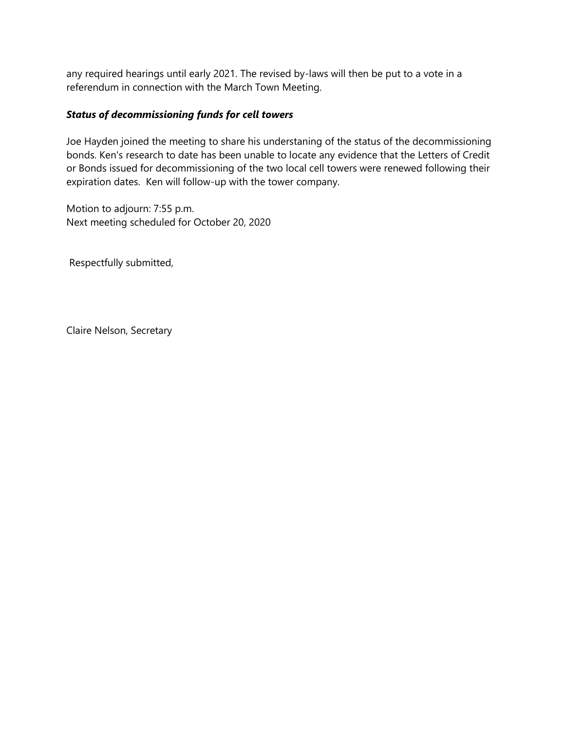any required hearings until early 2021. The revised by-laws will then be put to a vote in a referendum in connection with the March Town Meeting.

***Status of decommissioning funds for cell towers***

Joe Hayden joined the meeting to share his understaning of the status of the decommissioning bonds. Ken's research to date has been unable to locate any evidence that the Letters of Credit or Bonds issued for decommissioning of the two local cell towers were renewed following their expiration dates. Ken will follow-up with the tower company.

Motion to adjourn: 7:55 p.m.
Next meeting scheduled for October 20, 2020

Respectfully submitted,

Claire Nelson, Secretary